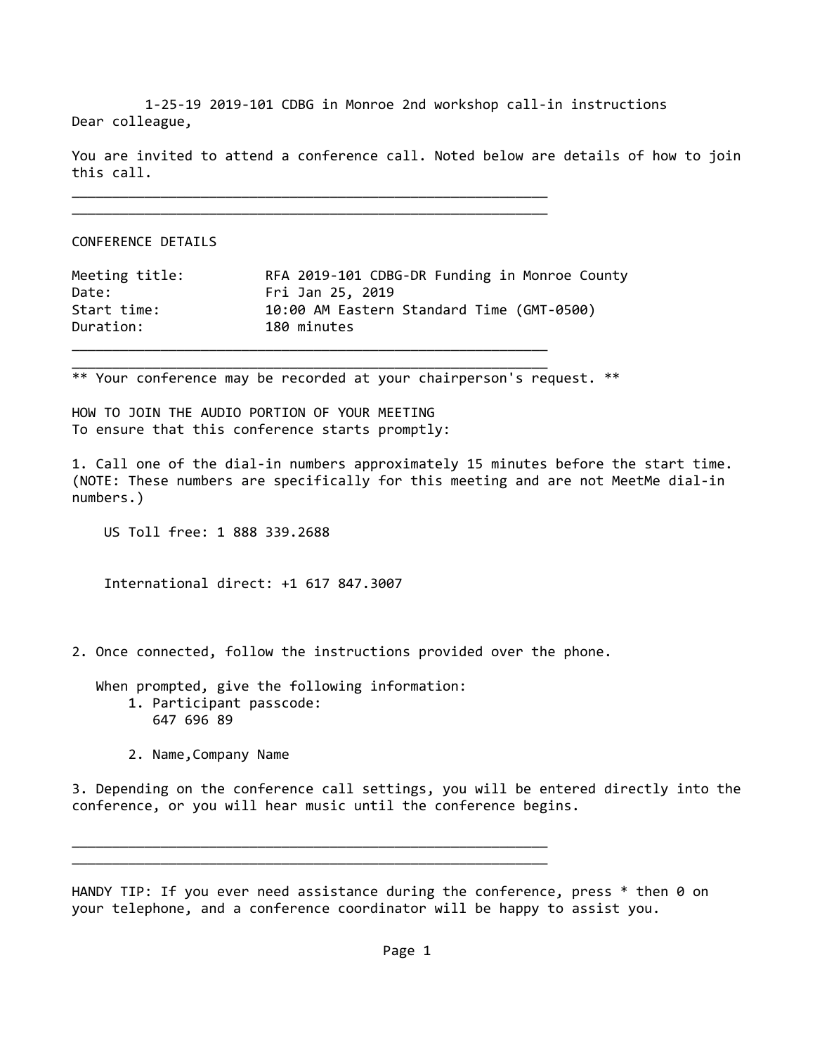1-25-19 2019-101 CDBG in Monroe 2nd workshop call-in instructions

Dear colleague,

You are invited to attend a conference call. Noted below are details of how to join this call.

---

---

## CONFERENCE DETAILS

| | |
|---|---|
| Meeting title: | RFA 2019-101 CDBG-DR Funding in Monroe County |
| Date: | Fri Jan 25, 2019 |
| Start time: | 10:00 AM Eastern Standard Time (GMT-0500) |
| Duration: | 180 minutes |

---

---

** Your conference may be recorded at your chairperson's request. **

## HOW TO JOIN THE AUDIO PORTION OF YOUR MEETING

To ensure that this conference starts promptly:

1. Call one of the dial-in numbers approximately 15 minutes before the start time. (NOTE: These numbers are specifically for this meeting and are not MeetMe dial-in numbers.)

   US Toll free: 1 888 339.2688

   International direct: +1 617 847.3007

2. Once connected, follow the instructions provided over the phone.

   When prompted, give the following information:
   1. Participant passcode:
      647 696 89
   2. Name,Company Name

3. Depending on the conference call settings, you will be entered directly into the conference, or you will hear music until the conference begins.

---

---

HANDY TIP: If you ever need assistance during the conference, press * then 0 on your telephone, and a conference coordinator will be happy to assist you.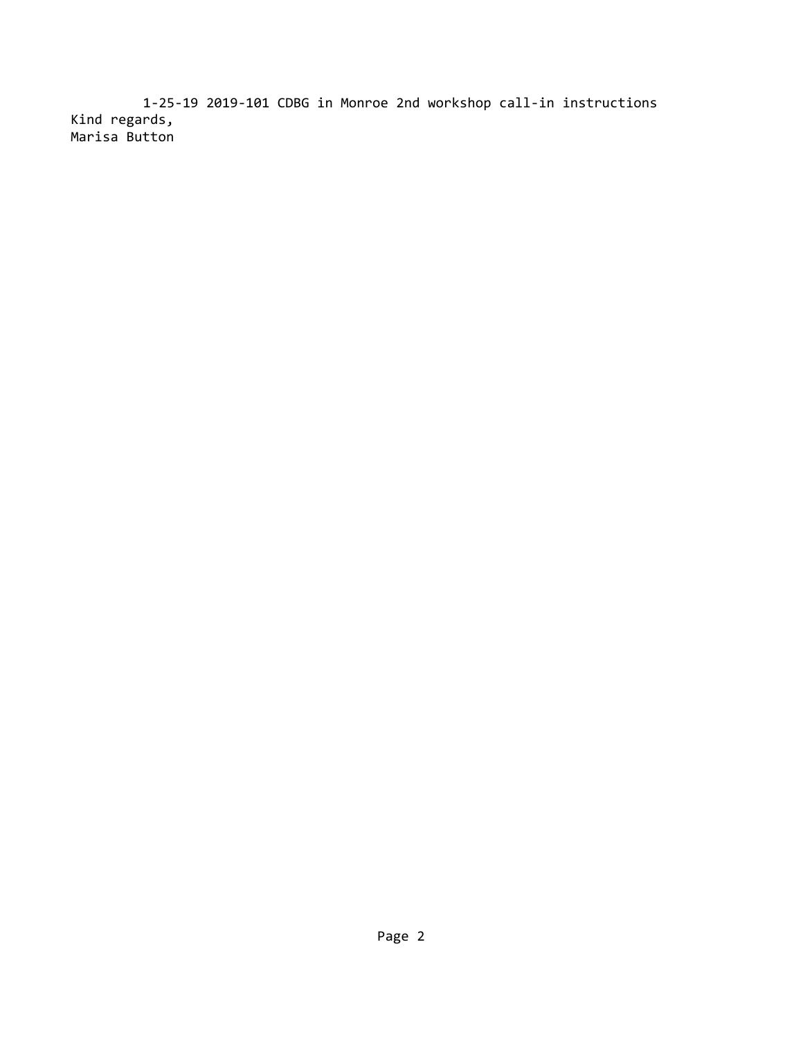1-25-19 2019-101 CDBG in Monroe 2nd workshop call-in instructions

Kind regards,

Marisa Button